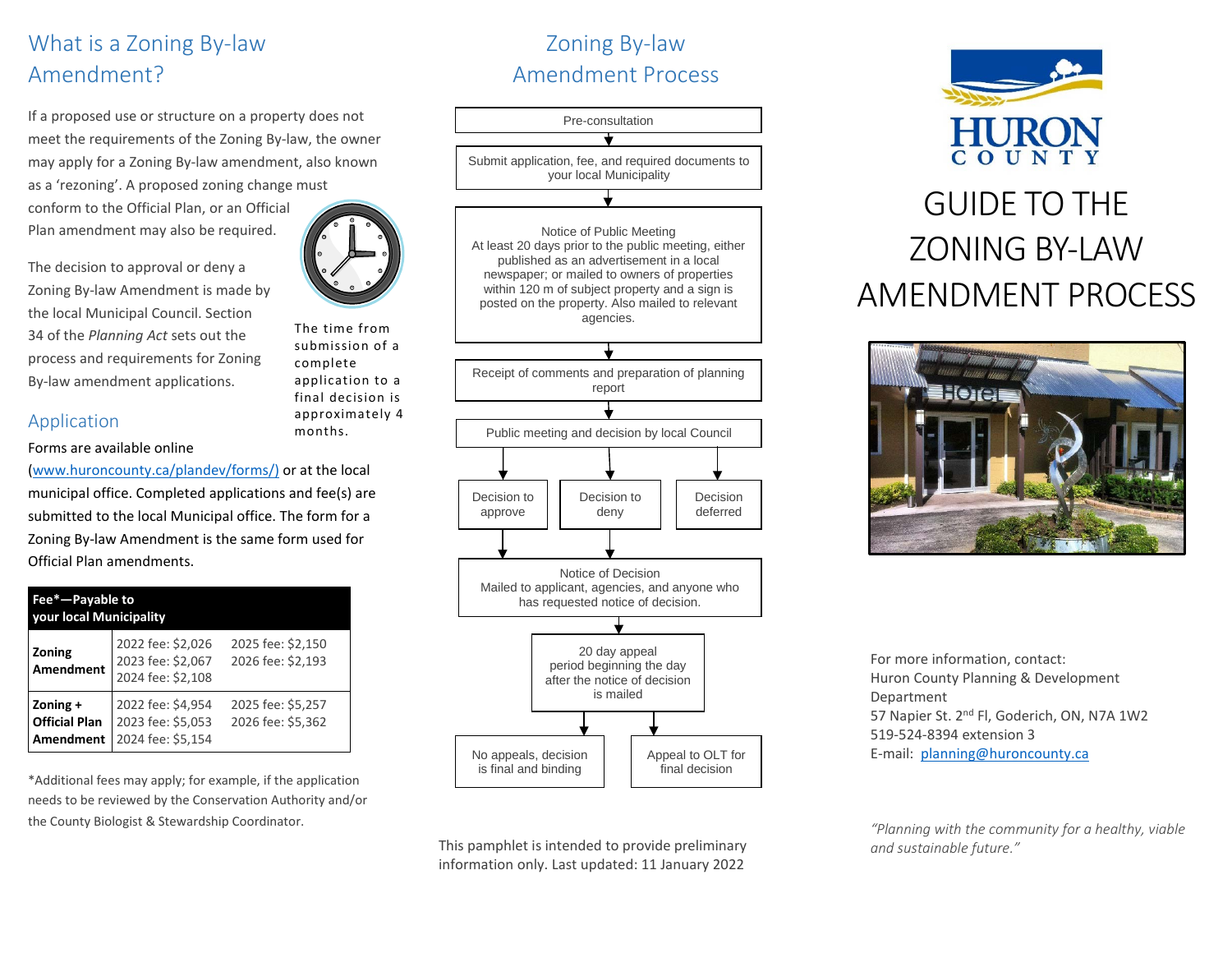## What is a Zoning By-law Amendment?

If a proposed use or structure on a property does not meet the requirements of the Zoning By-law, the owner may apply for a Zoning By-law amendment, also known as a 'rezoning'. A proposed zoning change must conform to the Official Plan, or an Official Plan amendment may also be required.

The decision to approval or deny a Zoning By-law Amendment is made by the local Municipal Council. Section 34 of the *Planning Act* sets out the process and requirements for Zoning By-law amendment applications.

The time from submission of a complete application to a final decision is approximately 4 months.

## Application

Forms are available online (www.huroncounty.ca/plandev/forms/) or at the local municipal office. Completed applications and fee(s) are submitted to the local Municipal office. The form for a Zoning By-law Amendment is the same form used for Official Plan amendments.

| Fee*—Payable to your local Municipality | | |
|---|---|---|
| **Zoning Amendment** | 2022 fee: $2,026<br>2023 fee: $2,067<br>2024 fee: $2,108 | 2025 fee: $2,150<br>2026 fee: $2,193 |
| **Zoning + Official Plan Amendment** | 2022 fee: $4,954<br>2023 fee: $5,053<br>2024 fee: $5,154 | 2025 fee: $5,257<br>2026 fee: $5,362 |

*Additional fees may apply; for example, if the application needs to be reviewed by the Conservation Authority and/or the County Biologist & Stewardship Coordinator.

## Zoning By-law Amendment Process

1. Pre-consultation
2. Submit application, fee, and required documents to your local Municipality
3. Notice of Public Meeting
   At least 20 days prior to the public meeting, either published as an advertisement in a local newspaper; or mailed to owners of properties within 120 m of subject property and a sign is posted on the property. Also mailed to relevant agencies.
4. Receipt of comments and preparation of planning report
5. Public meeting and decision by local Council
   - Decision to approve
   - Decision to deny
   - Decision deferred
6. Notice of Decision
   Mailed to applicant, agencies, and anyone who has requested notice of decision.
7. 20 day appeal period beginning the day after the notice of decision is mailed
   - No appeals, decision is final and binding
   - Appeal to OLT for final decision

This pamphlet is intended to provide preliminary information only. Last updated: 11 January 2022

HURON COUNTY

# GUIDE TO THE ZONING BY-LAW AMENDMENT PROCESS

For more information, contact:
Huron County Planning & Development Department
57 Napier St. 2nd Fl, Goderich, ON, N7A 1W2
519-524-8394 extension 3
E-mail: planning@huroncounty.ca

*"Planning with the community for a healthy, viable and sustainable future."*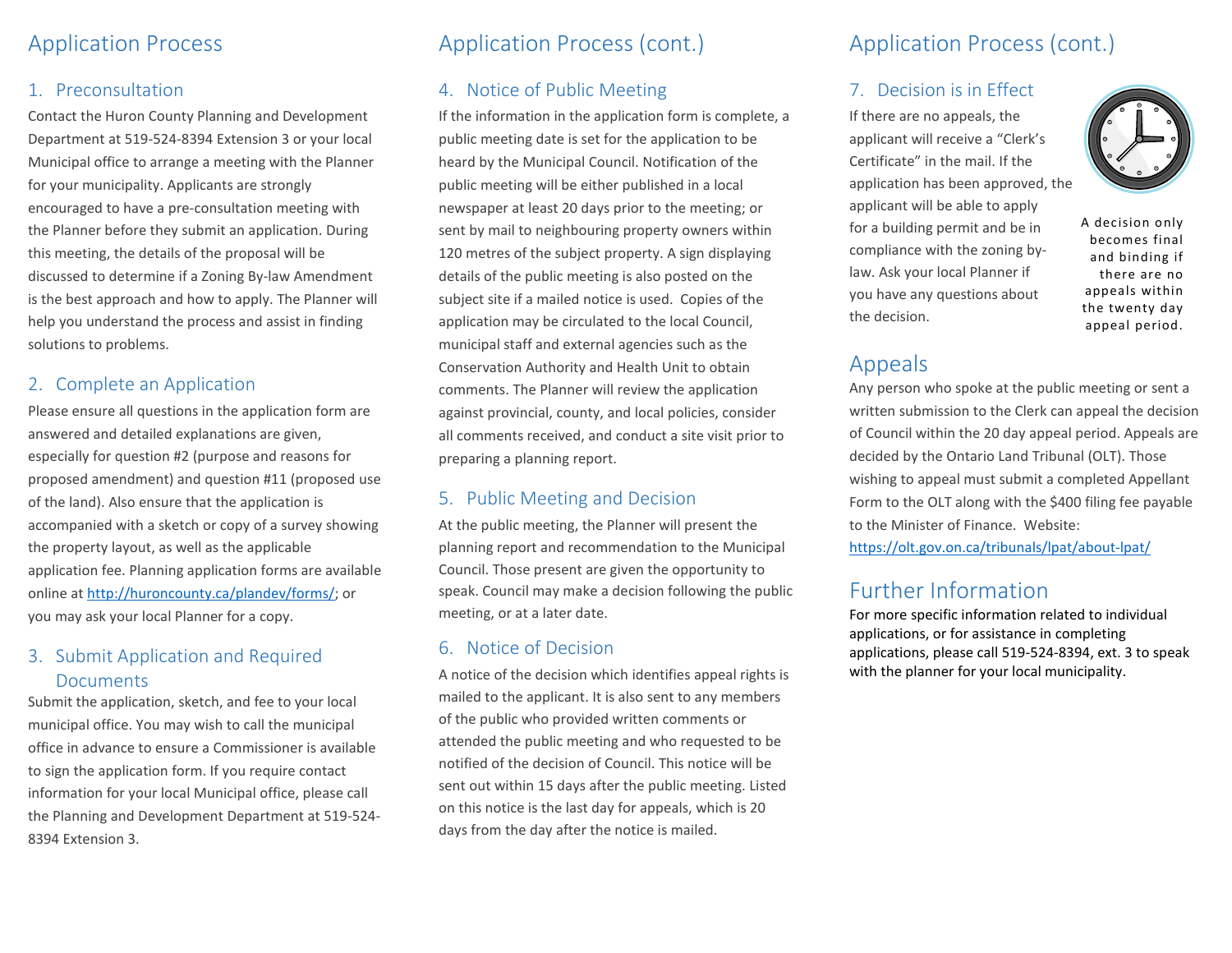# Application Process

## 1. Preconsultation

Contact the Huron County Planning and Development Department at 519-524-8394 Extension 3 or your local Municipal office to arrange a meeting with the Planner for your municipality. Applicants are strongly encouraged to have a pre-consultation meeting with the Planner before they submit an application. During this meeting, the details of the proposal will be discussed to determine if a Zoning By-law Amendment is the best approach and how to apply. The Planner will help you understand the process and assist in finding solutions to problems.

## 2. Complete an Application

Please ensure all questions in the application form are answered and detailed explanations are given, especially for question #2 (purpose and reasons for proposed amendment) and question #11 (proposed use of the land). Also ensure that the application is accompanied with a sketch or copy of a survey showing the property layout, as well as the applicable application fee. Planning application forms are available online at http://huroncounty.ca/plandev/forms/; or you may ask your local Planner for a copy.

## 3. Submit Application and Required Documents

Submit the application, sketch, and fee to your local municipal office. You may wish to call the municipal office in advance to ensure a Commissioner is available to sign the application form. If you require contact information for your local Municipal office, please call the Planning and Development Department at 519-524-8394 Extension 3.

# Application Process (cont.)

## 4. Notice of Public Meeting

If the information in the application form is complete, a public meeting date is set for the application to be heard by the Municipal Council. Notification of the public meeting will be either published in a local newspaper at least 20 days prior to the meeting; or sent by mail to neighbouring property owners within 120 metres of the subject property. A sign displaying details of the public meeting is also posted on the subject site if a mailed notice is used. Copies of the application may be circulated to the local Council, municipal staff and external agencies such as the Conservation Authority and Health Unit to obtain comments. The Planner will review the application against provincial, county, and local policies, consider all comments received, and conduct a site visit prior to preparing a planning report.

## 5. Public Meeting and Decision

At the public meeting, the Planner will present the planning report and recommendation to the Municipal Council. Those present are given the opportunity to speak. Council may make a decision following the public meeting, or at a later date.

## 6. Notice of Decision

A notice of the decision which identifies appeal rights is mailed to the applicant. It is also sent to any members of the public who provided written comments or attended the public meeting and who requested to be notified of the decision of Council. This notice will be sent out within 15 days after the public meeting. Listed on this notice is the last day for appeals, which is 20 days from the day after the notice is mailed.

# Application Process (cont.)

## 7. Decision is in Effect

If there are no appeals, the applicant will receive a "Clerk's Certificate" in the mail. If the application has been approved, the applicant will be able to apply for a building permit and be in compliance with the zoning by-law. Ask your local Planner if you have any questions about the decision.

A decision only becomes final and binding if there are no appeals within the twenty day appeal period.

# Appeals

Any person who spoke at the public meeting or sent a written submission to the Clerk can appeal the decision of Council within the 20 day appeal period. Appeals are decided by the Ontario Land Tribunal (OLT). Those wishing to appeal must submit a completed Appellant Form to the OLT along with the $400 filing fee payable to the Minister of Finance. Website: https://olt.gov.on.ca/tribunals/lpat/about-lpat/

# Further Information

For more specific information related to individual applications, or for assistance in completing applications, please call 519-524-8394, ext. 3 to speak with the planner for your local municipality.